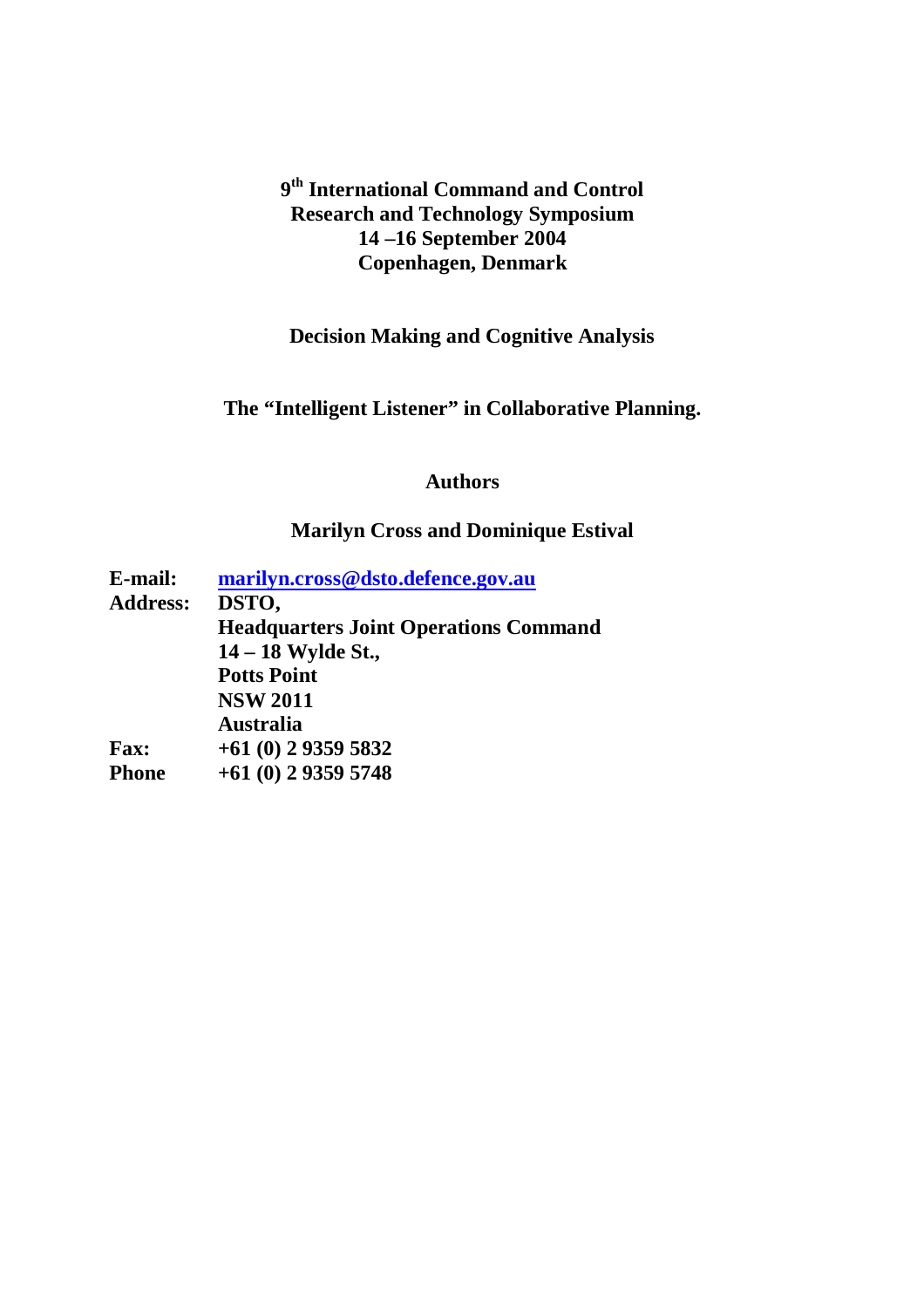**9th International Command and Control Research and Technology Symposium**
**14 –16 September 2004**
**Copenhagen, Denmark**

**Decision Making and Cognitive Analysis**

# The "Intelligent Listener" in Collaborative Planning.

**Authors**

**Marilyn Cross and Dominique Estival**

| | |
|---|---|
| **E-mail:** | **marilyn.cross@dsto.defence.gov.au** |
| **Address:** | **DSTO,** |
| | **Headquarters Joint Operations Command** |
| | **14 – 18 Wylde St.,** |
| | **Potts Point** |
| | **NSW 2011** |
| | **Australia** |
| **Fax:** | **+61 (0) 2 9359 5832** |
| **Phone** | **+61 (0) 2 9359 5748** |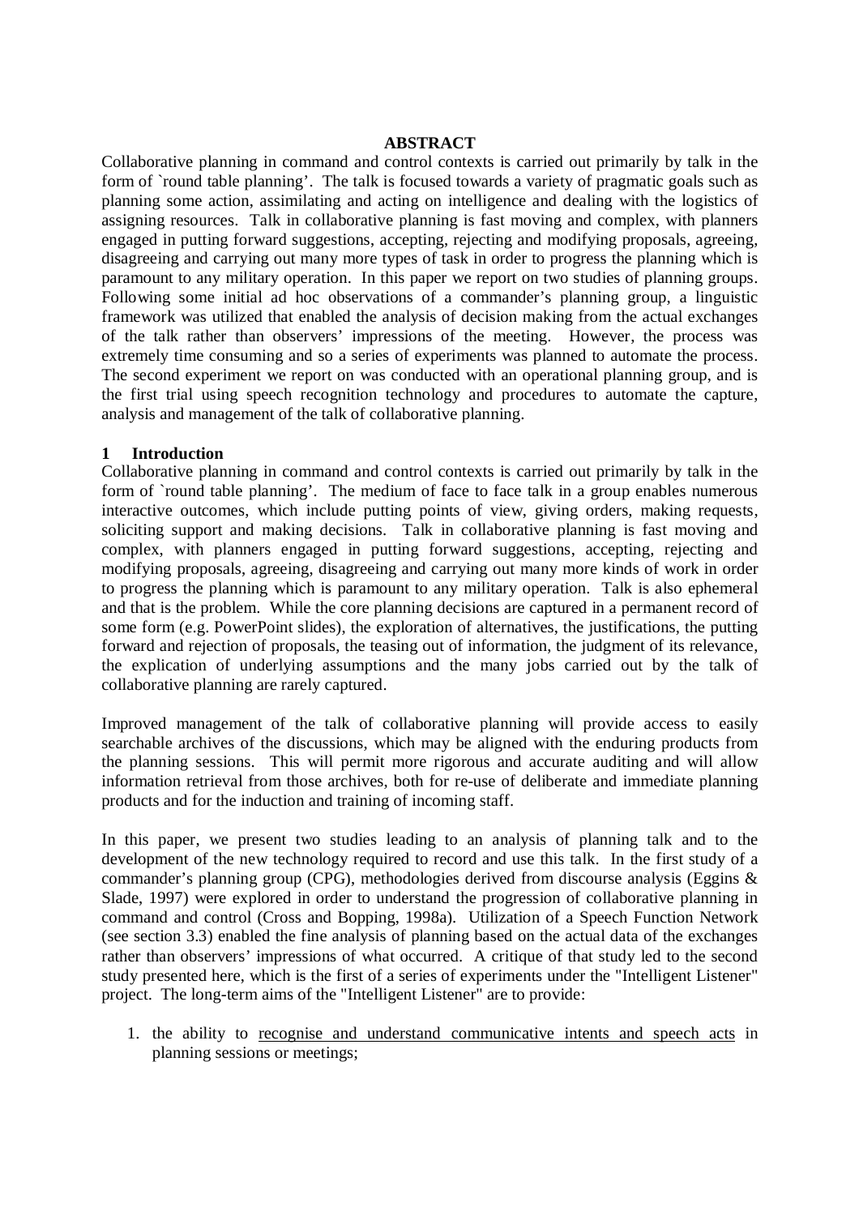**ABSTRACT**

Collaborative planning in command and control contexts is carried out primarily by talk in the form of `round table planning'. The talk is focused towards a variety of pragmatic goals such as planning some action, assimilating and acting on intelligence and dealing with the logistics of assigning resources. Talk in collaborative planning is fast moving and complex, with planners engaged in putting forward suggestions, accepting, rejecting and modifying proposals, agreeing, disagreeing and carrying out many more types of task in order to progress the planning which is paramount to any military operation. In this paper we report on two studies of planning groups. Following some initial ad hoc observations of a commander's planning group, a linguistic framework was utilized that enabled the analysis of decision making from the actual exchanges of the talk rather than observers' impressions of the meeting. However, the process was extremely time consuming and so a series of experiments was planned to automate the process. The second experiment we report on was conducted with an operational planning group, and is the first trial using speech recognition technology and procedures to automate the capture, analysis and management of the talk of collaborative planning.

## 1 Introduction

Collaborative planning in command and control contexts is carried out primarily by talk in the form of `round table planning'. The medium of face to face talk in a group enables numerous interactive outcomes, which include putting points of view, giving orders, making requests, soliciting support and making decisions. Talk in collaborative planning is fast moving and complex, with planners engaged in putting forward suggestions, accepting, rejecting and modifying proposals, agreeing, disagreeing and carrying out many more kinds of work in order to progress the planning which is paramount to any military operation. Talk is also ephemeral and that is the problem. While the core planning decisions are captured in a permanent record of some form (e.g. PowerPoint slides), the exploration of alternatives, the justifications, the putting forward and rejection of proposals, the teasing out of information, the judgment of its relevance, the explication of underlying assumptions and the many jobs carried out by the talk of collaborative planning are rarely captured.

Improved management of the talk of collaborative planning will provide access to easily searchable archives of the discussions, which may be aligned with the enduring products from the planning sessions. This will permit more rigorous and accurate auditing and will allow information retrieval from those archives, both for re-use of deliberate and immediate planning products and for the induction and training of incoming staff.

In this paper, we present two studies leading to an analysis of planning talk and to the development of the new technology required to record and use this talk. In the first study of a commander's planning group (CPG), methodologies derived from discourse analysis (Eggins & Slade, 1997) were explored in order to understand the progression of collaborative planning in command and control (Cross and Bopping, 1998a). Utilization of a Speech Function Network (see section 3.3) enabled the fine analysis of planning based on the actual data of the exchanges rather than observers' impressions of what occurred. A critique of that study led to the second study presented here, which is the first of a series of experiments under the "Intelligent Listener" project. The long-term aims of the "Intelligent Listener" are to provide:

1. the ability to <u>recognise and understand communicative intents and speech acts</u> in planning sessions or meetings;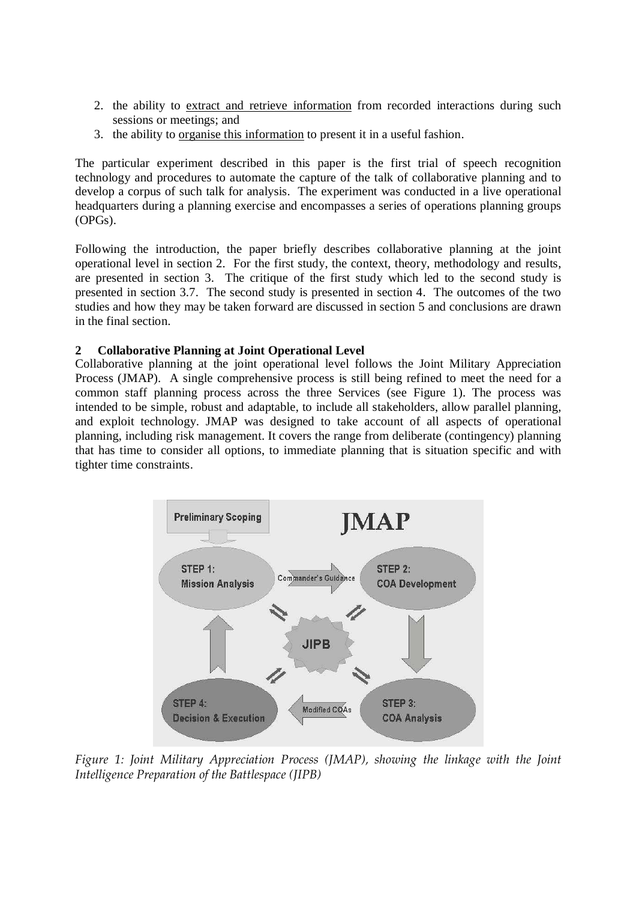2. the ability to extract and retrieve information from recorded interactions during such sessions or meetings; and
3. the ability to organise this information to present it in a useful fashion.

The particular experiment described in this paper is the first trial of speech recognition technology and procedures to automate the capture of the talk of collaborative planning and to develop a corpus of such talk for analysis. The experiment was conducted in a live operational headquarters during a planning exercise and encompasses a series of operations planning groups (OPGs).

Following the introduction, the paper briefly describes collaborative planning at the joint operational level in section 2. For the first study, the context, theory, methodology and results, are presented in section 3. The critique of the first study which led to the second study is presented in section 3.7. The second study is presented in section 4. The outcomes of the two studies and how they may be taken forward are discussed in section 5 and conclusions are drawn in the final section.

## 2 Collaborative Planning at Joint Operational Level

Collaborative planning at the joint operational level follows the Joint Military Appreciation Process (JMAP). A single comprehensive process is still being refined to meet the need for a common staff planning process across the three Services (see Figure 1). The process was intended to be simple, robust and adaptable, to include all stakeholders, allow parallel planning, and exploit technology. JMAP was designed to take account of all aspects of operational planning, including risk management. It covers the range from deliberate (contingency) planning that has time to consider all options, to immediate planning that is situation specific and with tighter time constraints.

JMAP

Preliminary Scoping

STEP 1: Mission Analysis

Commander's Guidance

STEP 2: COA Development

JIPB

STEP 3: COA Analysis

Modified COAs

STEP 4: Decision & Execution

*Figure 1: Joint Military Appreciation Process (JMAP), showing the linkage with the Joint Intelligence Preparation of the Battlespace (JIPB)*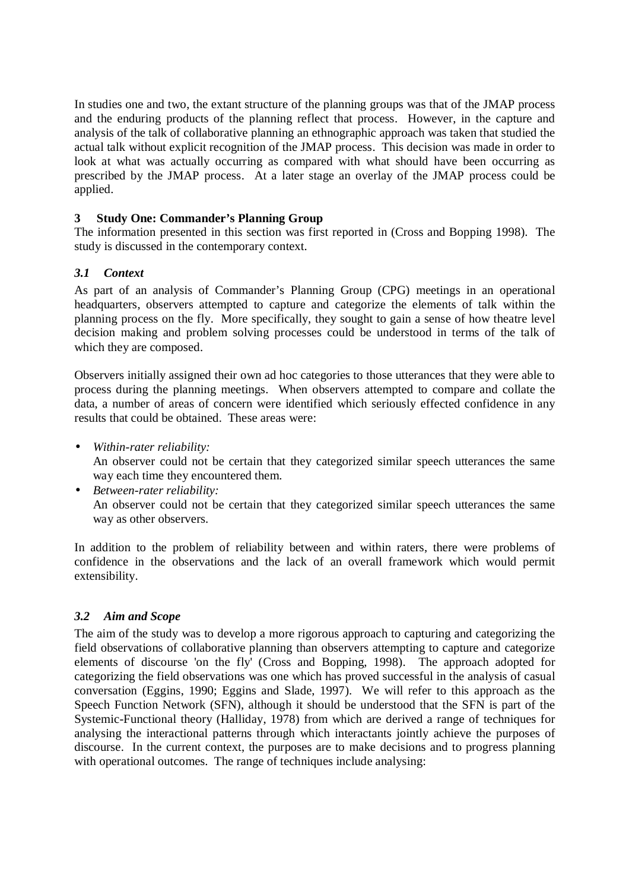In studies one and two, the extant structure of the planning groups was that of the JMAP process and the enduring products of the planning reflect that process. However, in the capture and analysis of the talk of collaborative planning an ethnographic approach was taken that studied the actual talk without explicit recognition of the JMAP process. This decision was made in order to look at what was actually occurring as compared with what should have been occurring as prescribed by the JMAP process. At a later stage an overlay of the JMAP process could be applied.

## 3 Study One: Commander's Planning Group

The information presented in this section was first reported in (Cross and Bopping 1998). The study is discussed in the contemporary context.

### *3.1 Context*

As part of an analysis of Commander's Planning Group (CPG) meetings in an operational headquarters, observers attempted to capture and categorize the elements of talk within the planning process on the fly. More specifically, they sought to gain a sense of how theatre level decision making and problem solving processes could be understood in terms of the talk of which they are composed.

Observers initially assigned their own ad hoc categories to those utterances that they were able to process during the planning meetings. When observers attempted to compare and collate the data, a number of areas of concern were identified which seriously effected confidence in any results that could be obtained. These areas were:

- *Within-rater reliability:*
  An observer could not be certain that they categorized similar speech utterances the same way each time they encountered them.
- *Between-rater reliability:*
  An observer could not be certain that they categorized similar speech utterances the same way as other observers.

In addition to the problem of reliability between and within raters, there were problems of confidence in the observations and the lack of an overall framework which would permit extensibility.

### *3.2 Aim and Scope*

The aim of the study was to develop a more rigorous approach to capturing and categorizing the field observations of collaborative planning than observers attempting to capture and categorize elements of discourse 'on the fly' (Cross and Bopping, 1998). The approach adopted for categorizing the field observations was one which has proved successful in the analysis of casual conversation (Eggins, 1990; Eggins and Slade, 1997). We will refer to this approach as the Speech Function Network (SFN), although it should be understood that the SFN is part of the Systemic-Functional theory (Halliday, 1978) from which are derived a range of techniques for analysing the interactional patterns through which interactants jointly achieve the purposes of discourse. In the current context, the purposes are to make decisions and to progress planning with operational outcomes. The range of techniques include analysing: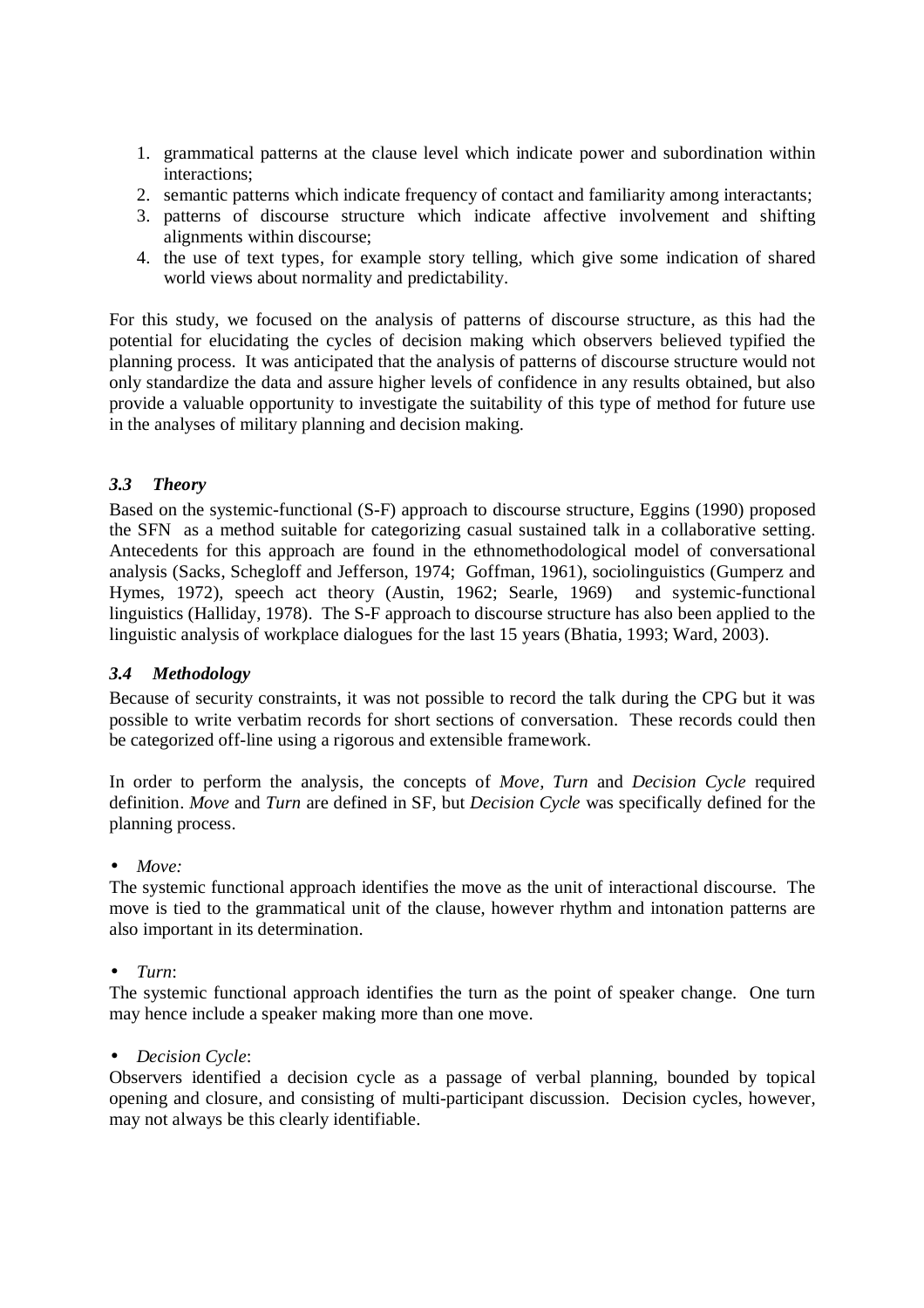1. grammatical patterns at the clause level which indicate power and subordination within interactions;
2. semantic patterns which indicate frequency of contact and familiarity among interactants;
3. patterns of discourse structure which indicate affective involvement and shifting alignments within discourse;
4. the use of text types, for example story telling, which give some indication of shared world views about normality and predictability.

For this study, we focused on the analysis of patterns of discourse structure, as this had the potential for elucidating the cycles of decision making which observers believed typified the planning process. It was anticipated that the analysis of patterns of discourse structure would not only standardize the data and assure higher levels of confidence in any results obtained, but also provide a valuable opportunity to investigate the suitability of this type of method for future use in the analyses of military planning and decision making.

### *3.3 Theory*

Based on the systemic-functional (S-F) approach to discourse structure, Eggins (1990) proposed the SFN as a method suitable for categorizing casual sustained talk in a collaborative setting. Antecedents for this approach are found in the ethnomethodological model of conversational analysis (Sacks, Schegloff and Jefferson, 1974; Goffman, 1961), sociolinguistics (Gumperz and Hymes, 1972), speech act theory (Austin, 1962; Searle, 1969) and systemic-functional linguistics (Halliday, 1978). The S-F approach to discourse structure has also been applied to the linguistic analysis of workplace dialogues for the last 15 years (Bhatia, 1993; Ward, 2003).

### *3.4 Methodology*

Because of security constraints, it was not possible to record the talk during the CPG but it was possible to write verbatim records for short sections of conversation. These records could then be categorized off-line using a rigorous and extensible framework.

In order to perform the analysis, the concepts of *Move, Turn* and *Decision Cycle* required definition. *Move* and *Turn* are defined in SF, but *Decision Cycle* was specifically defined for the planning process.

- *Move:*

The systemic functional approach identifies the move as the unit of interactional discourse. The move is tied to the grammatical unit of the clause, however rhythm and intonation patterns are also important in its determination.

- *Turn*:

The systemic functional approach identifies the turn as the point of speaker change. One turn may hence include a speaker making more than one move.

- *Decision Cycle*:

Observers identified a decision cycle as a passage of verbal planning, bounded by topical opening and closure, and consisting of multi-participant discussion. Decision cycles, however, may not always be this clearly identifiable.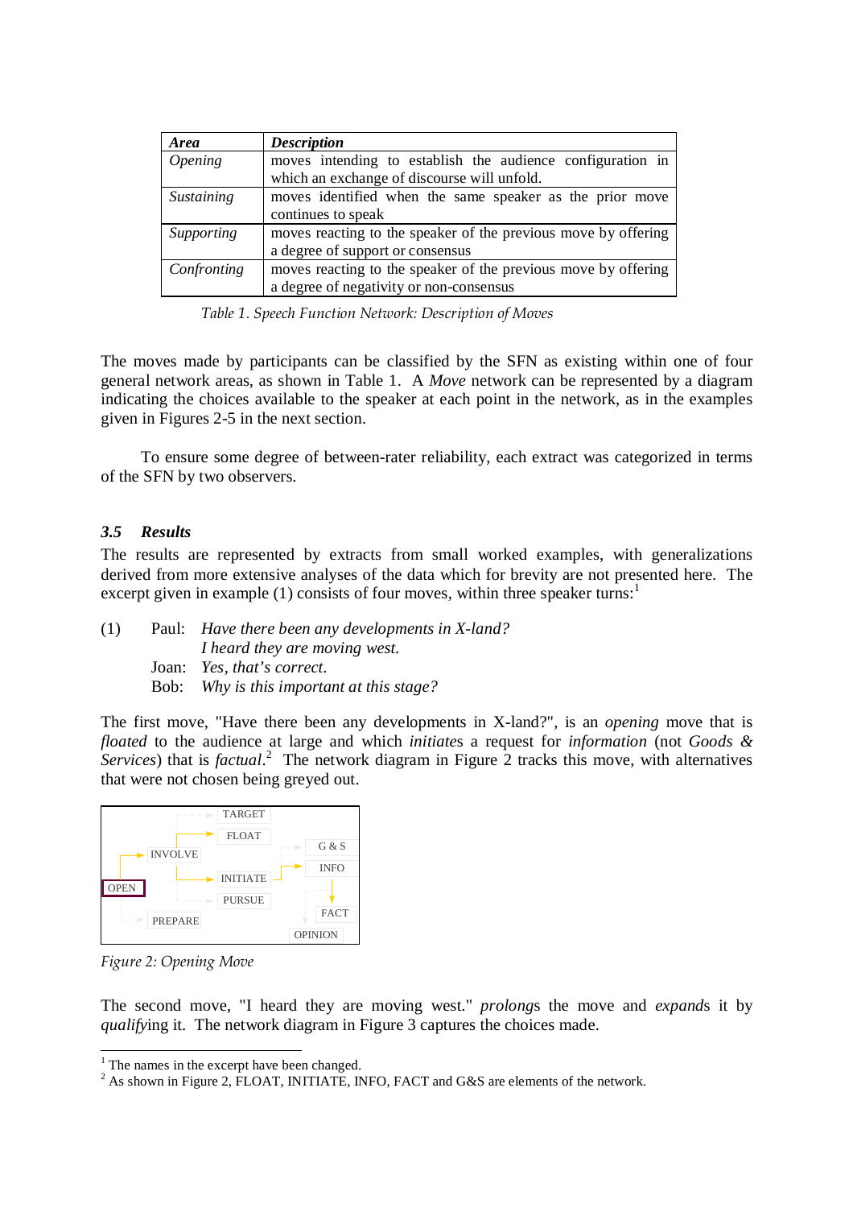| *Area* | *Description* |
|---|---|
| *Opening* | moves intending to establish the audience configuration in which an exchange of discourse will unfold. |
| *Sustaining* | moves identified when the same speaker as the prior move continues to speak |
| *Supporting* | moves reacting to the speaker of the previous move by offering a degree of support or consensus |
| *Confronting* | moves reacting to the speaker of the previous move by offering a degree of negativity or non-consensus |

*Table 1. Speech Function Network: Description of Moves*

The moves made by participants can be classified by the SFN as existing within one of four general network areas, as shown in Table 1. A *Move* network can be represented by a diagram indicating the choices available to the speaker at each point in the network, as in the examples given in Figures 2-5 in the next section.

To ensure some degree of between-rater reliability, each extract was categorized in terms of the SFN by two observers.

### *3.5 Results*

The results are represented by extracts from small worked examples, with generalizations derived from more extensive analyses of the data which for brevity are not presented here. The excerpt given in example (1) consists of four moves, within three speaker turns:[1]

(1) Paul: *Have there been any developments in X-land?*
*I heard they are moving west.*
Joan: *Yes, that's correct.*
Bob: *Why is this important at this stage?*

The first move, "Have there been any developments in X-land?", is an *opening* move that is *floated* to the audience at large and which *initiate*s a request for *information* (not *Goods & Services*) that is *factual*.[2] The network diagram in Figure 2 tracks this move, with alternatives that were not chosen being greyed out.

TARGET
FLOAT
G & S
INVOLVE
INFO
INITIATE
OPEN
PURSUE
FACT
PREPARE
OPINION

*Figure 2: Opening Move*

The second move, "I heard they are moving west." *prolong*s the move and *expand*s it by *qualify*ing it. The network diagram in Figure 3 captures the choices made.

[1] The names in the excerpt have been changed.
[2] As shown in Figure 2, FLOAT, INITIATE, INFO, FACT and G&S are elements of the network.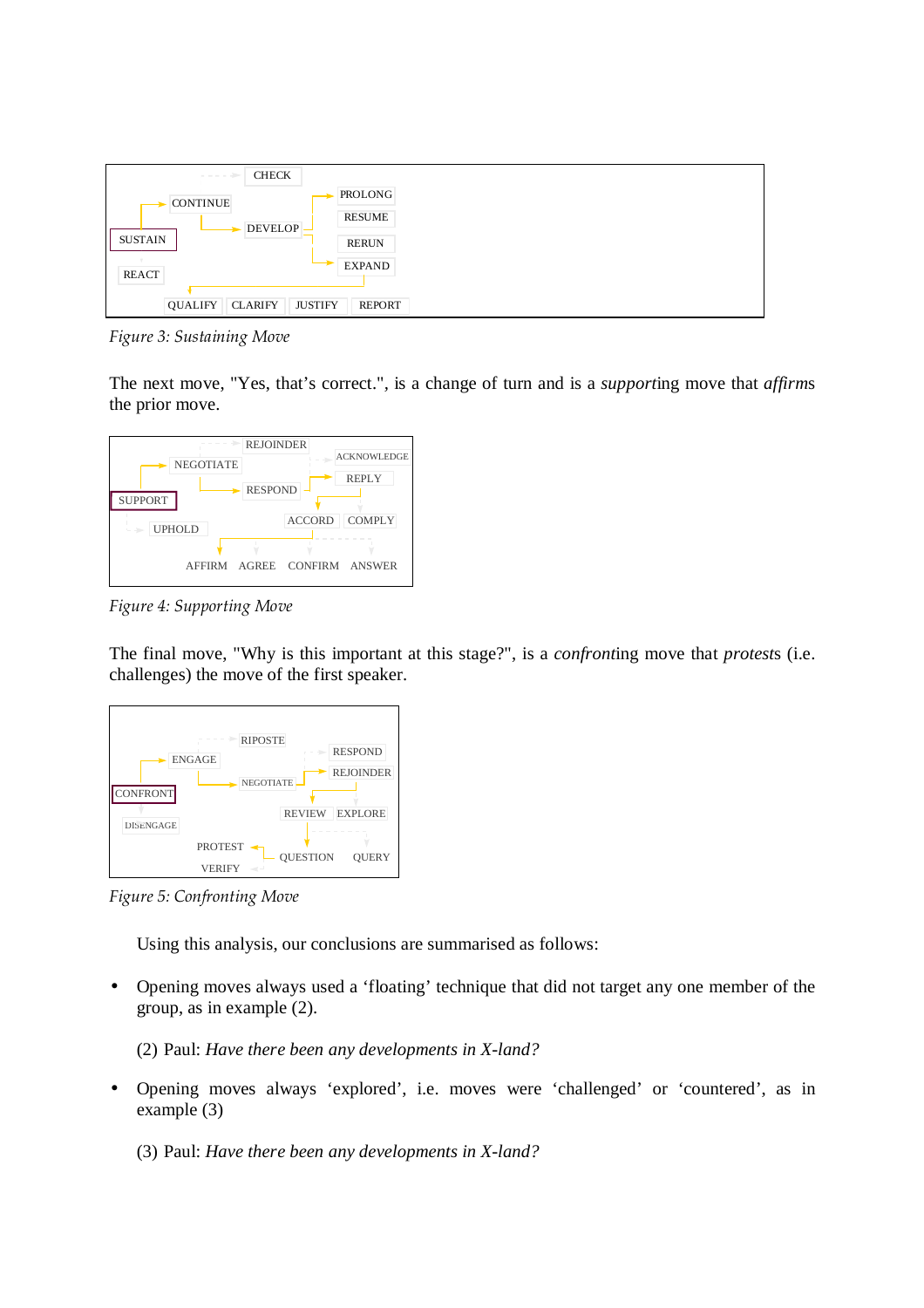CHECK
CONTINUE
PROLONG
RESUME
SUSTAIN
DEVELOP
RERUN
EXPAND
REACT
QUALIFY
CLARIFY
JUSTIFY
REPORT

*Figure 3: Sustaining Move*

The next move, "Yes, that's correct.", is a change of turn and is a *support*ing move that *affirm*s the prior move.

REJOINDER
NEGOTIATE
ACKNOWLEDGE
REPLY
RESPOND
SUPPORT
UPHOLD
ACCORD
COMPLY
AFFIRM
AGREE
CONFIRM
ANSWER

*Figure 4: Supporting Move*

The final move, "Why is this important at this stage?", is a *confront*ing move that *protest*s (i.e. challenges) the move of the first speaker.

RIPOSTE
RESPOND
ENGAGE
NEGOTIATE
REJOINDER
CONFRONT
REVIEW
EXPLORE
DISENGAGE
PROTEST
QUESTION
QUERY
VERIFY

*Figure 5: Confronting Move*

Using this analysis, our conclusions are summarised as follows:

- Opening moves always used a 'floating' technique that did not target any one member of the group, as in example (2).

  (2) Paul: *Have there been any developments in X-land?*

- Opening moves always 'explored', i.e. moves were 'challenged' or 'countered', as in example (3)

  (3) Paul: *Have there been any developments in X-land?*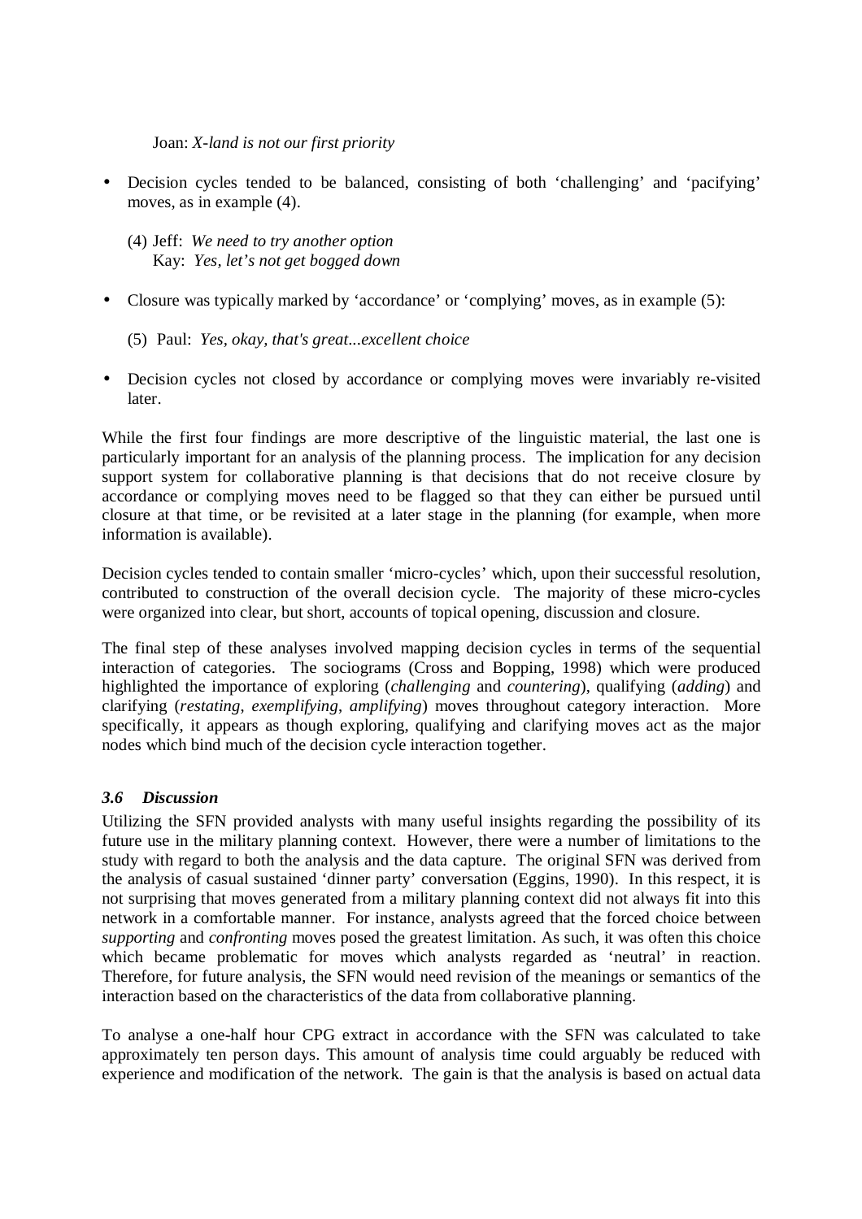Joan: *X-land is not our first priority*

- Decision cycles tended to be balanced, consisting of both 'challenging' and 'pacifying' moves, as in example (4).

  (4) Jeff: *We need to try another option*
  Kay: *Yes, let's not get bogged down*

- Closure was typically marked by 'accordance' or 'complying' moves, as in example (5):

  (5) Paul: *Yes, okay, that's great...excellent choice*

- Decision cycles not closed by accordance or complying moves were invariably re-visited later.

While the first four findings are more descriptive of the linguistic material, the last one is particularly important for an analysis of the planning process. The implication for any decision support system for collaborative planning is that decisions that do not receive closure by accordance or complying moves need to be flagged so that they can either be pursued until closure at that time, or be revisited at a later stage in the planning (for example, when more information is available).

Decision cycles tended to contain smaller 'micro-cycles' which, upon their successful resolution, contributed to construction of the overall decision cycle. The majority of these micro-cycles were organized into clear, but short, accounts of topical opening, discussion and closure.

The final step of these analyses involved mapping decision cycles in terms of the sequential interaction of categories. The sociograms (Cross and Bopping, 1998) which were produced highlighted the importance of exploring (*challenging* and *countering*), qualifying (*adding*) and clarifying (*restating, exemplifying, amplifying*) moves throughout category interaction. More specifically, it appears as though exploring, qualifying and clarifying moves act as the major nodes which bind much of the decision cycle interaction together.

### *3.6 Discussion*

Utilizing the SFN provided analysts with many useful insights regarding the possibility of its future use in the military planning context. However, there were a number of limitations to the study with regard to both the analysis and the data capture. The original SFN was derived from the analysis of casual sustained 'dinner party' conversation (Eggins, 1990). In this respect, it is not surprising that moves generated from a military planning context did not always fit into this network in a comfortable manner. For instance, analysts agreed that the forced choice between *supporting* and *confronting* moves posed the greatest limitation. As such, it was often this choice which became problematic for moves which analysts regarded as 'neutral' in reaction. Therefore, for future analysis, the SFN would need revision of the meanings or semantics of the interaction based on the characteristics of the data from collaborative planning.

To analyse a one-half hour CPG extract in accordance with the SFN was calculated to take approximately ten person days. This amount of analysis time could arguably be reduced with experience and modification of the network. The gain is that the analysis is based on actual data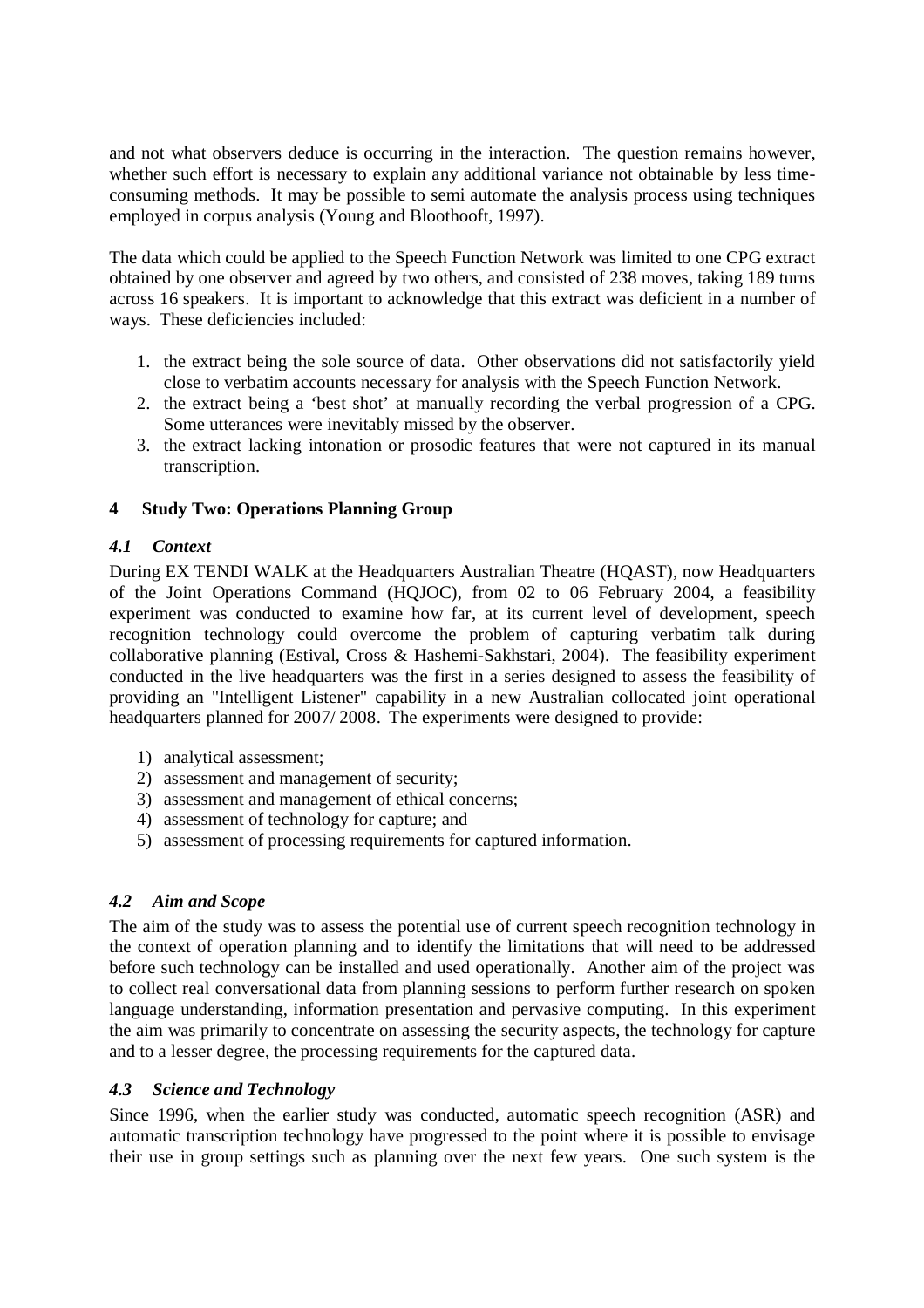and not what observers deduce is occurring in the interaction. The question remains however, whether such effort is necessary to explain any additional variance not obtainable by less time-consuming methods. It may be possible to semi automate the analysis process using techniques employed in corpus analysis (Young and Bloothooft, 1997).

The data which could be applied to the Speech Function Network was limited to one CPG extract obtained by one observer and agreed by two others, and consisted of 238 moves, taking 189 turns across 16 speakers. It is important to acknowledge that this extract was deficient in a number of ways. These deficiencies included:

1. the extract being the sole source of data. Other observations did not satisfactorily yield close to verbatim accounts necessary for analysis with the Speech Function Network.
2. the extract being a 'best shot' at manually recording the verbal progression of a CPG. Some utterances were inevitably missed by the observer.
3. the extract lacking intonation or prosodic features that were not captured in its manual transcription.

## 4 Study Two: Operations Planning Group

### *4.1 Context*

During EX TENDI WALK at the Headquarters Australian Theatre (HQAST), now Headquarters of the Joint Operations Command (HQJOC), from 02 to 06 February 2004, a feasibility experiment was conducted to examine how far, at its current level of development, speech recognition technology could overcome the problem of capturing verbatim talk during collaborative planning (Estival, Cross & Hashemi-Sakhstari, 2004). The feasibility experiment conducted in the live headquarters was the first in a series designed to assess the feasibility of providing an "Intelligent Listener" capability in a new Australian collocated joint operational headquarters planned for 2007/ 2008. The experiments were designed to provide:

1) analytical assessment;
2) assessment and management of security;
3) assessment and management of ethical concerns;
4) assessment of technology for capture; and
5) assessment of processing requirements for captured information.

### *4.2 Aim and Scope*

The aim of the study was to assess the potential use of current speech recognition technology in the context of operation planning and to identify the limitations that will need to be addressed before such technology can be installed and used operationally. Another aim of the project was to collect real conversational data from planning sessions to perform further research on spoken language understanding, information presentation and pervasive computing. In this experiment the aim was primarily to concentrate on assessing the security aspects, the technology for capture and to a lesser degree, the processing requirements for the captured data.

### *4.3 Science and Technology*

Since 1996, when the earlier study was conducted, automatic speech recognition (ASR) and automatic transcription technology have progressed to the point where it is possible to envisage their use in group settings such as planning over the next few years. One such system is the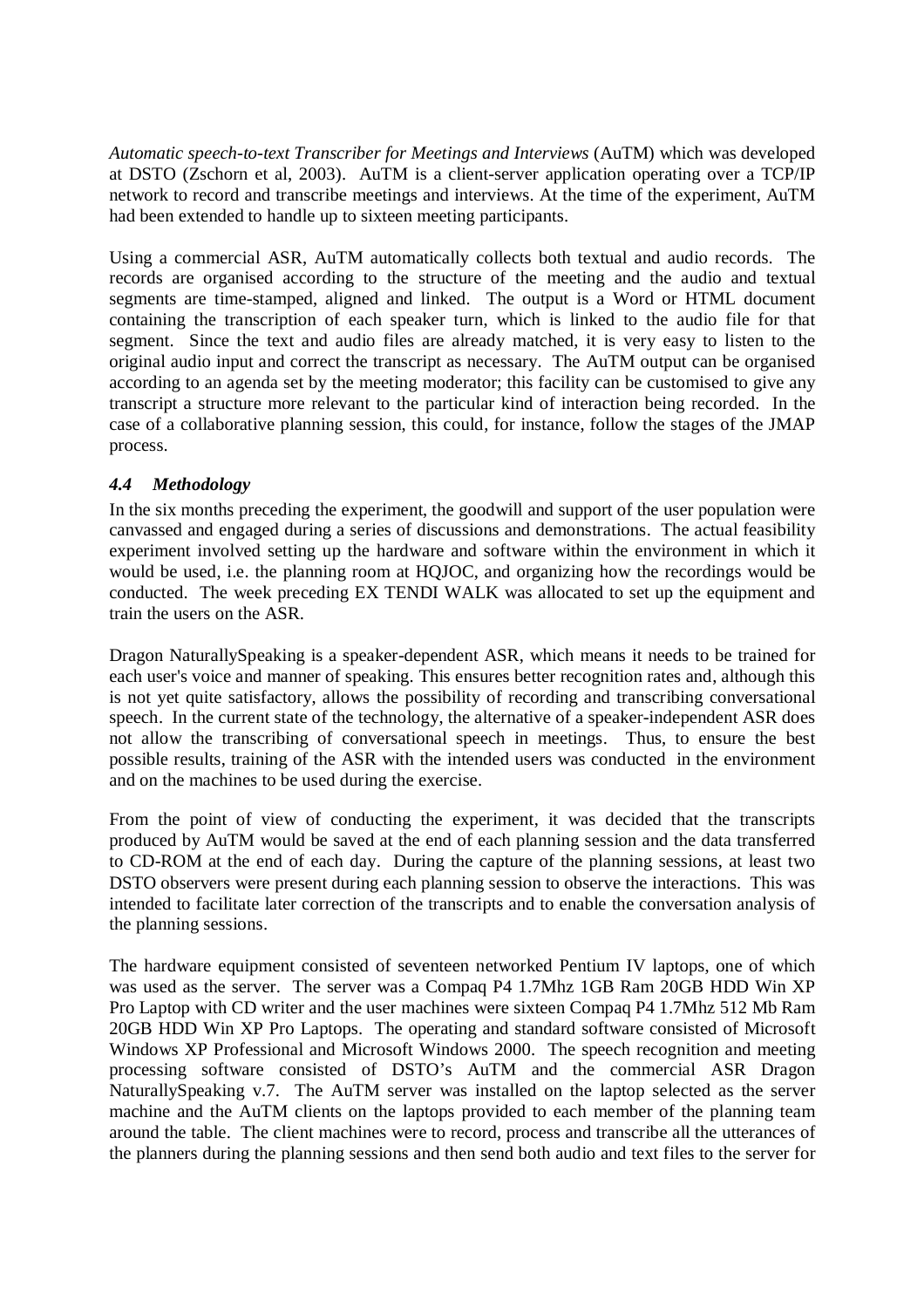*Automatic speech-to-text Transcriber for Meetings and Interviews* (AuTM) which was developed at DSTO (Zschorn et al, 2003). AuTM is a client-server application operating over a TCP/IP network to record and transcribe meetings and interviews. At the time of the experiment, AuTM had been extended to handle up to sixteen meeting participants.

Using a commercial ASR, AuTM automatically collects both textual and audio records. The records are organised according to the structure of the meeting and the audio and textual segments are time-stamped, aligned and linked. The output is a Word or HTML document containing the transcription of each speaker turn, which is linked to the audio file for that segment. Since the text and audio files are already matched, it is very easy to listen to the original audio input and correct the transcript as necessary. The AuTM output can be organised according to an agenda set by the meeting moderator; this facility can be customised to give any transcript a structure more relevant to the particular kind of interaction being recorded. In the case of a collaborative planning session, this could, for instance, follow the stages of the JMAP process.

### *4.4 Methodology*

In the six months preceding the experiment, the goodwill and support of the user population were canvassed and engaged during a series of discussions and demonstrations. The actual feasibility experiment involved setting up the hardware and software within the environment in which it would be used, i.e. the planning room at HQJOC, and organizing how the recordings would be conducted. The week preceding EX TENDI WALK was allocated to set up the equipment and train the users on the ASR.

Dragon NaturallySpeaking is a speaker-dependent ASR, which means it needs to be trained for each user's voice and manner of speaking. This ensures better recognition rates and, although this is not yet quite satisfactory, allows the possibility of recording and transcribing conversational speech. In the current state of the technology, the alternative of a speaker-independent ASR does not allow the transcribing of conversational speech in meetings. Thus, to ensure the best possible results, training of the ASR with the intended users was conducted in the environment and on the machines to be used during the exercise.

From the point of view of conducting the experiment, it was decided that the transcripts produced by AuTM would be saved at the end of each planning session and the data transferred to CD-ROM at the end of each day. During the capture of the planning sessions, at least two DSTO observers were present during each planning session to observe the interactions. This was intended to facilitate later correction of the transcripts and to enable the conversation analysis of the planning sessions.

The hardware equipment consisted of seventeen networked Pentium IV laptops, one of which was used as the server. The server was a Compaq P4 1.7Mhz 1GB Ram 20GB HDD Win XP Pro Laptop with CD writer and the user machines were sixteen Compaq P4 1.7Mhz 512 Mb Ram 20GB HDD Win XP Pro Laptops. The operating and standard software consisted of Microsoft Windows XP Professional and Microsoft Windows 2000. The speech recognition and meeting processing software consisted of DSTO's AuTM and the commercial ASR Dragon NaturallySpeaking v.7. The AuTM server was installed on the laptop selected as the server machine and the AuTM clients on the laptops provided to each member of the planning team around the table. The client machines were to record, process and transcribe all the utterances of the planners during the planning sessions and then send both audio and text files to the server for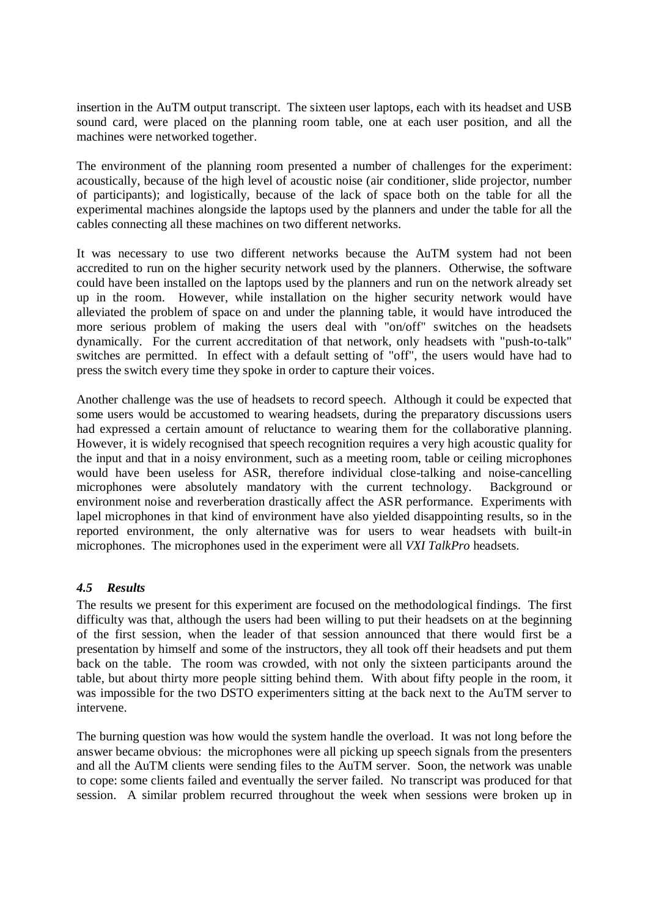insertion in the AuTM output transcript. The sixteen user laptops, each with its headset and USB sound card, were placed on the planning room table, one at each user position, and all the machines were networked together.

The environment of the planning room presented a number of challenges for the experiment: acoustically, because of the high level of acoustic noise (air conditioner, slide projector, number of participants); and logistically, because of the lack of space both on the table for all the experimental machines alongside the laptops used by the planners and under the table for all the cables connecting all these machines on two different networks.

It was necessary to use two different networks because the AuTM system had not been accredited to run on the higher security network used by the planners. Otherwise, the software could have been installed on the laptops used by the planners and run on the network already set up in the room. However, while installation on the higher security network would have alleviated the problem of space on and under the planning table, it would have introduced the more serious problem of making the users deal with "on/off" switches on the headsets dynamically. For the current accreditation of that network, only headsets with "push-to-talk" switches are permitted. In effect with a default setting of "off", the users would have had to press the switch every time they spoke in order to capture their voices.

Another challenge was the use of headsets to record speech. Although it could be expected that some users would be accustomed to wearing headsets, during the preparatory discussions users had expressed a certain amount of reluctance to wearing them for the collaborative planning. However, it is widely recognised that speech recognition requires a very high acoustic quality for the input and that in a noisy environment, such as a meeting room, table or ceiling microphones would have been useless for ASR, therefore individual close-talking and noise-cancelling microphones were absolutely mandatory with the current technology. Background or environment noise and reverberation drastically affect the ASR performance. Experiments with lapel microphones in that kind of environment have also yielded disappointing results, so in the reported environment, the only alternative was for users to wear headsets with built-in microphones. The microphones used in the experiment were all *VXI TalkPro* headsets.

### *4.5 Results*

The results we present for this experiment are focused on the methodological findings. The first difficulty was that, although the users had been willing to put their headsets on at the beginning of the first session, when the leader of that session announced that there would first be a presentation by himself and some of the instructors, they all took off their headsets and put them back on the table. The room was crowded, with not only the sixteen participants around the table, but about thirty more people sitting behind them. With about fifty people in the room, it was impossible for the two DSTO experimenters sitting at the back next to the AuTM server to intervene.

The burning question was how would the system handle the overload. It was not long before the answer became obvious: the microphones were all picking up speech signals from the presenters and all the AuTM clients were sending files to the AuTM server. Soon, the network was unable to cope: some clients failed and eventually the server failed. No transcript was produced for that session. A similar problem recurred throughout the week when sessions were broken up in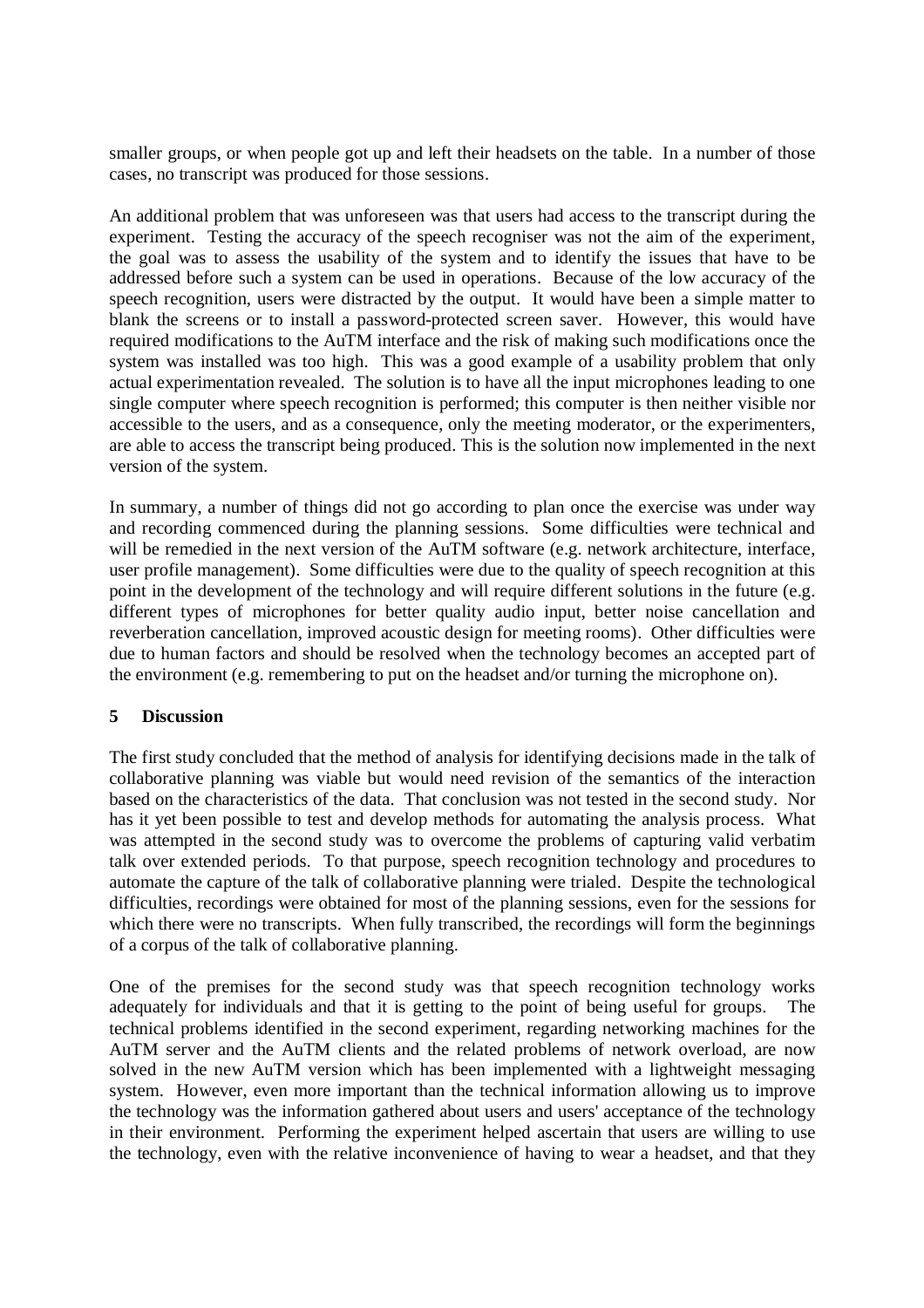smaller groups, or when people got up and left their headsets on the table. In a number of those cases, no transcript was produced for those sessions.

An additional problem that was unforeseen was that users had access to the transcript during the experiment. Testing the accuracy of the speech recogniser was not the aim of the experiment, the goal was to assess the usability of the system and to identify the issues that have to be addressed before such a system can be used in operations. Because of the low accuracy of the speech recognition, users were distracted by the output. It would have been a simple matter to blank the screens or to install a password-protected screen saver. However, this would have required modifications to the AuTM interface and the risk of making such modifications once the system was installed was too high. This was a good example of a usability problem that only actual experimentation revealed. The solution is to have all the input microphones leading to one single computer where speech recognition is performed; this computer is then neither visible nor accessible to the users, and as a consequence, only the meeting moderator, or the experimenters, are able to access the transcript being produced. This is the solution now implemented in the next version of the system.

In summary, a number of things did not go according to plan once the exercise was under way and recording commenced during the planning sessions. Some difficulties were technical and will be remedied in the next version of the AuTM software (e.g. network architecture, interface, user profile management). Some difficulties were due to the quality of speech recognition at this point in the development of the technology and will require different solutions in the future (e.g. different types of microphones for better quality audio input, better noise cancellation and reverberation cancellation, improved acoustic design for meeting rooms). Other difficulties were due to human factors and should be resolved when the technology becomes an accepted part of the environment (e.g. remembering to put on the headset and/or turning the microphone on).

## 5 Discussion

The first study concluded that the method of analysis for identifying decisions made in the talk of collaborative planning was viable but would need revision of the semantics of the interaction based on the characteristics of the data. That conclusion was not tested in the second study. Nor has it yet been possible to test and develop methods for automating the analysis process. What was attempted in the second study was to overcome the problems of capturing valid verbatim talk over extended periods. To that purpose, speech recognition technology and procedures to automate the capture of the talk of collaborative planning were trialed. Despite the technological difficulties, recordings were obtained for most of the planning sessions, even for the sessions for which there were no transcripts. When fully transcribed, the recordings will form the beginnings of a corpus of the talk of collaborative planning.

One of the premises for the second study was that speech recognition technology works adequately for individuals and that it is getting to the point of being useful for groups. The technical problems identified in the second experiment, regarding networking machines for the AuTM server and the AuTM clients and the related problems of network overload, are now solved in the new AuTM version which has been implemented with a lightweight messaging system. However, even more important than the technical information allowing us to improve the technology was the information gathered about users and users' acceptance of the technology in their environment. Performing the experiment helped ascertain that users are willing to use the technology, even with the relative inconvenience of having to wear a headset, and that they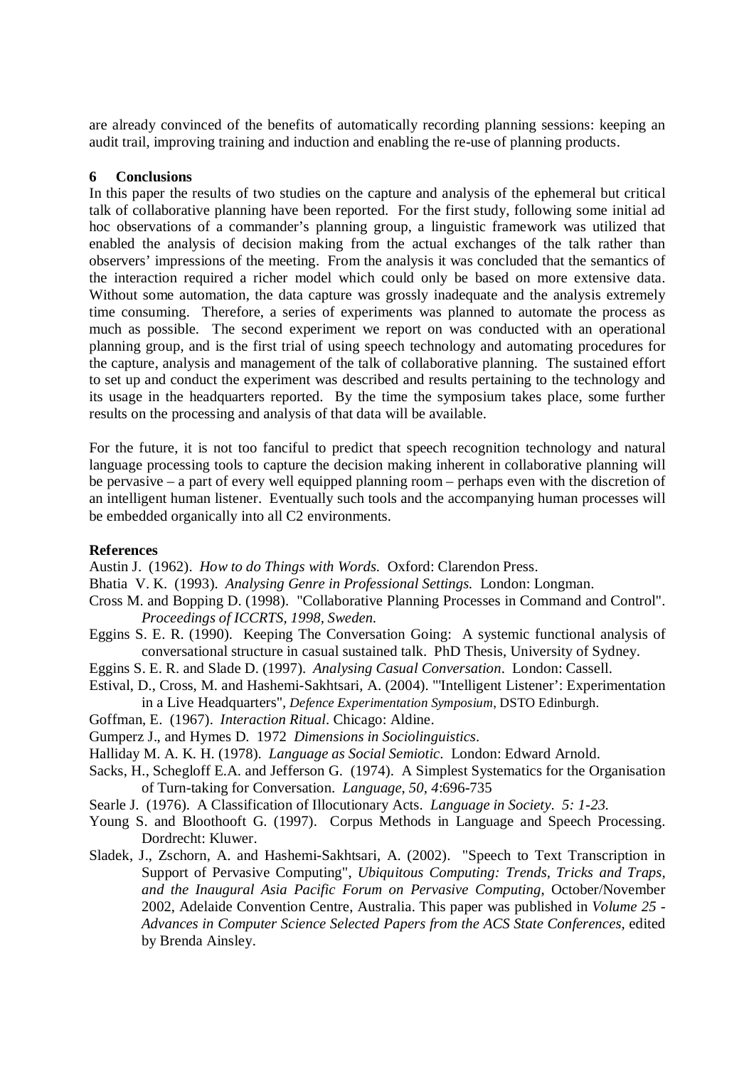are already convinced of the benefits of automatically recording planning sessions: keeping an audit trail, improving training and induction and enabling the re-use of planning products.

## 6 Conclusions

In this paper the results of two studies on the capture and analysis of the ephemeral but critical talk of collaborative planning have been reported. For the first study, following some initial ad hoc observations of a commander's planning group, a linguistic framework was utilized that enabled the analysis of decision making from the actual exchanges of the talk rather than observers' impressions of the meeting. From the analysis it was concluded that the semantics of the interaction required a richer model which could only be based on more extensive data. Without some automation, the data capture was grossly inadequate and the analysis extremely time consuming. Therefore, a series of experiments was planned to automate the process as much as possible. The second experiment we report on was conducted with an operational planning group, and is the first trial of using speech technology and automating procedures for the capture, analysis and management of the talk of collaborative planning. The sustained effort to set up and conduct the experiment was described and results pertaining to the technology and its usage in the headquarters reported. By the time the symposium takes place, some further results on the processing and analysis of that data will be available.

For the future, it is not too fanciful to predict that speech recognition technology and natural language processing tools to capture the decision making inherent in collaborative planning will be pervasive – a part of every well equipped planning room – perhaps even with the discretion of an intelligent human listener. Eventually such tools and the accompanying human processes will be embedded organically into all C2 environments.

## References

Austin J. (1962). *How to do Things with Words.* Oxford: Clarendon Press.

Bhatia V. K. (1993). *Analysing Genre in Professional Settings.* London: Longman.

Cross M. and Bopping D. (1998). "Collaborative Planning Processes in Command and Control". *Proceedings of ICCRTS, 1998, Sweden.*

Eggins S. E. R. (1990). Keeping The Conversation Going: A systemic functional analysis of conversational structure in casual sustained talk. PhD Thesis, University of Sydney.

Eggins S. E. R. and Slade D. (1997). *Analysing Casual Conversation*. London: Cassell.

Estival, D., Cross, M. and Hashemi-Sakhtsari, A. (2004). "'Intelligent Listener': Experimentation in a Live Headquarters", *Defence Experimentation Symposium,* DSTO Edinburgh.

Goffman, E. (1967). *Interaction Ritual*. Chicago: Aldine.

Gumperz J., and Hymes D. 1972 *Dimensions in Sociolinguistics*.

Halliday M. A. K. H. (1978). *Language as Social Semiotic*. London: Edward Arnold.

Sacks, H., Schegloff E.A. and Jefferson G. (1974). A Simplest Systematics for the Organisation of Turn-taking for Conversation. *Language*, *50, 4*:696-735

Searle J. (1976). A Classification of Illocutionary Acts. *Language in Society*. *5: 1-23.*

Young S. and Bloothooft G. (1997). Corpus Methods in Language and Speech Processing. Dordrecht: Kluwer.

Sladek, J., Zschorn, A. and Hashemi-Sakhtsari, A. (2002). "Speech to Text Transcription in Support of Pervasive Computing", *Ubiquitous Computing: Trends, Tricks and Traps, and the Inaugural Asia Pacific Forum on Pervasive Computing*, October/November 2002, Adelaide Convention Centre, Australia. This paper was published in *Volume 25 - Advances in Computer Science Selected Papers from the ACS State Conferences*, edited by Brenda Ainsley.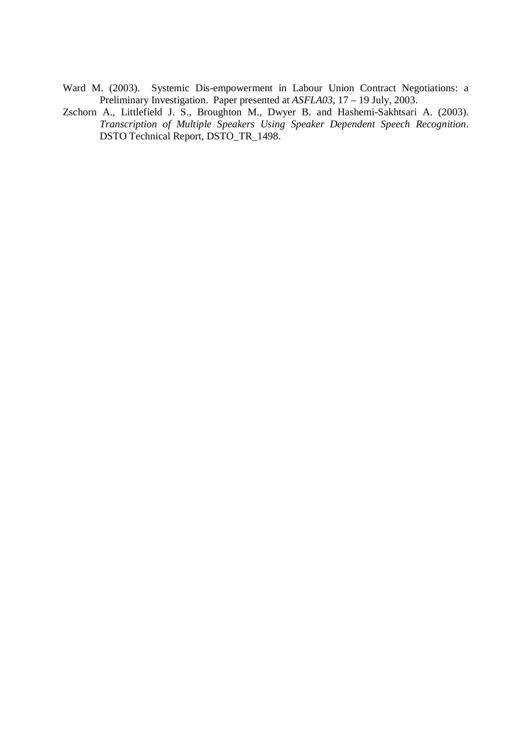Ward M. (2003). Systemic Dis-empowerment in Labour Union Contract Negotiations: a Preliminary Investigation. Paper presented at *ASFLA03*, 17 – 19 July, 2003.

Zschorn A., Littlefield J. S., Broughton M., Dwyer B. and Hashemi-Sakhtsari A. (2003). *Transcription of Multiple Speakers Using Speaker Dependent Speech Recognition*. DSTO Technical Report, DSTO_TR_1498.